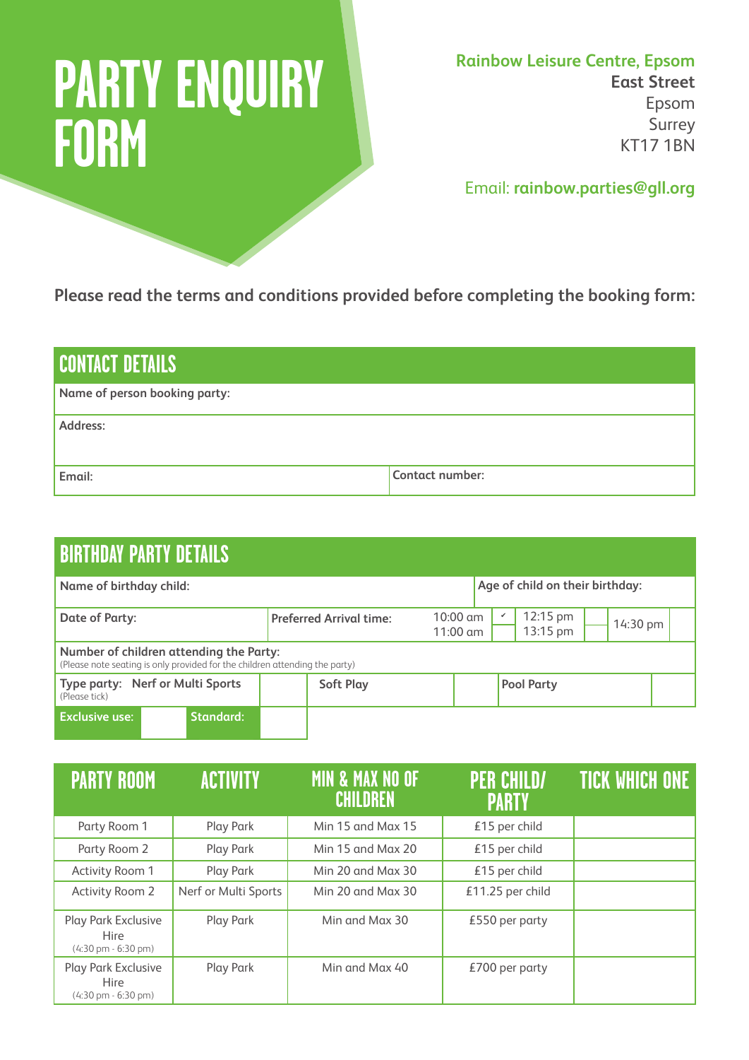# PARTY ENQUIRY FORM

**Rainbow Leisure Centre, Epsom**
**East Street**
Epsom
Surrey
KT17 1BN

Email: **rainbow.parties@gll.org**

**Please read the terms and conditions provided before completing the booking form:**

## CONTACT DETAILS

| | |
|---|---|
| **Name of person booking party:** | |
| **Address:** | |
| **Email:** | **Contact number:** |

## BIRTHDAY PARTY DETAILS

| | | | | | | |
|---|---|---|---|---|---|---|
| **Name of birthday child:** | | | | **Age of child on their birthday:** | | |
| **Date of Party:** | **Preferred Arrival time:** | 10:00 am / 11:00 am | ✓ | 12:15 pm / 13:15 pm | | 14:30 pm |
| **Number of children attending the Party:** (Please note seating is only provided for the children attending the party) | | | | | | |
| **Type party:** (Please tick) **Nerf or Multi Sports** | | **Soft Play** | | **Pool Party** | | |
| **Exclusive use:** | | **Standard:** | | | | |

| PARTY ROOM | ACTIVITY | MIN & MAX NO OF CHILDREN | PER CHILD/ PARTY | TICK WHICH ONE |
|---|---|---|---|---|
| Party Room 1 | Play Park | Min 15 and Max 15 | £15 per child | |
| Party Room 2 | Play Park | Min 15 and Max 20 | £15 per child | |
| Activity Room 1 | Play Park | Min 20 and Max 30 | £15 per child | |
| Activity Room 2 | Nerf or Multi Sports | Min 20 and Max 30 | £11.25 per child | |
| Play Park Exclusive Hire (4:30 pm - 6:30 pm) | Play Park | Min and Max 30 | £550 per party | |
| Play Park Exclusive Hire (4:30 pm - 6:30 pm) | Play Park | Min and Max 40 | £700 per party | |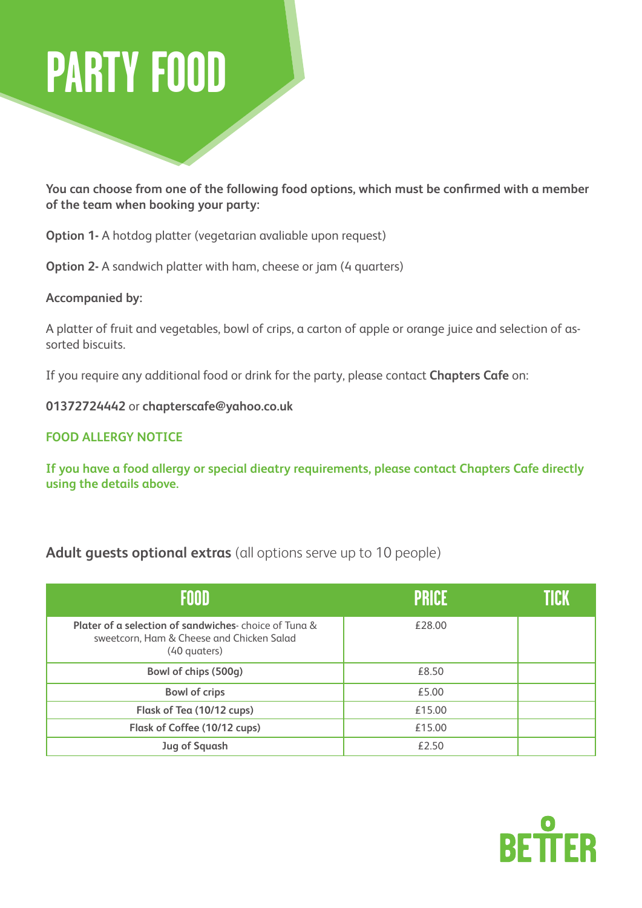# PARTY FOOD

**You can choose from one of the following food options, which must be confirmed with a member of the team when booking your party:**

**Option 1-** A hotdog platter (vegetarian avaliable upon request)

**Option 2-** A sandwich platter with ham, cheese or jam (4 quarters)

**Accompanied by:**

A platter of fruit and vegetables, bowl of crips, a carton of apple or orange juice and selection of assorted biscuits.

If you require any additional food or drink for the party, please contact **Chapters Cafe** on:

**01372724442** or **chapterscafe@yahoo.co.uk**

**FOOD ALLERGY NOTICE**

**If you have a food allergy or special dieatry requirements, please contact Chapters Cafe directly using the details above.**

**Adult guests optional extras** (all options serve up to 10 people)

| FOOD | PRICE | TICK |
|---|---|---|
| **Plater of a selection of sandwiches**- choice of Tuna & sweetcorn, Ham & Cheese and Chicken Salad (40 quaters) | £28.00 | |
| **Bowl of chips (500g)** | £8.50 | |
| **Bowl of crips** | £5.00 | |
| **Flask of Tea (10/12 cups)** | £15.00 | |
| **Flask of Coffee (10/12 cups)** | £15.00 | |
| **Jug of Squash** | £2.50 | |

BETTER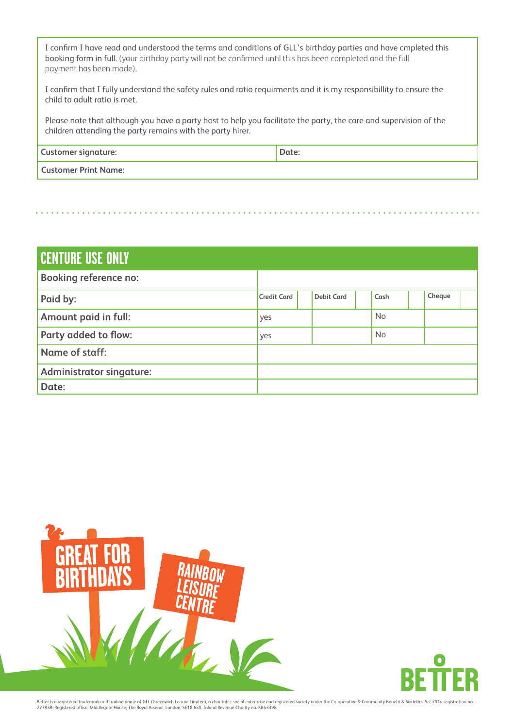I confirm I have read and understood the terms and conditions of GLL's birthday parties and have cmpleted this booking form in full. (your birthday party will not be confirmed until this has been completed and the full payment has been made).

I confirm that I fully understand the safety rules and ratio requirments and it is my responsibillity to ensure the child to adult ratio is met.

Please note that although you have a party host to help you facilitate the party, the care and supervision of the children attending the party remains with the party hirer.

| | |
|---|---|
| **Customer signature:** | **Date:** |
| **Customer Print Name:** | |

## CENTURE USE ONLY

| | | | | | | | | |
|---|---|---|---|---|---|---|---|---|
| **Booking reference no:** | | | | | | | | |
| **Paid by:** | **Credit Card** | | **Debit Card** | | Cash | | Cheque | |
| **Amount paid in full:** | yes | | | | No | | | |
| **Party added to flow:** | yes | | | | No | | | |
| **Name of staff:** | | | | | | | | |
| **Administrator singature:** | | | | | | | | |
| **Date:** | | | | | | | | |

GREAT FOR BIRTHDAYS

RAINBOW LEISURE CENTRE

BETTER

Better is a registered trademark and trading name of GLL (Greenwich Leisure Limited), a charitable social enterprise and registered society under the Co-operative & Community Benefit & Societies Act 2014 registration no. 27793R. Registered office: Middlegate House, The Royal Arsenal, London, SE18 6SX. Inland Revenue Charity no. XR43398